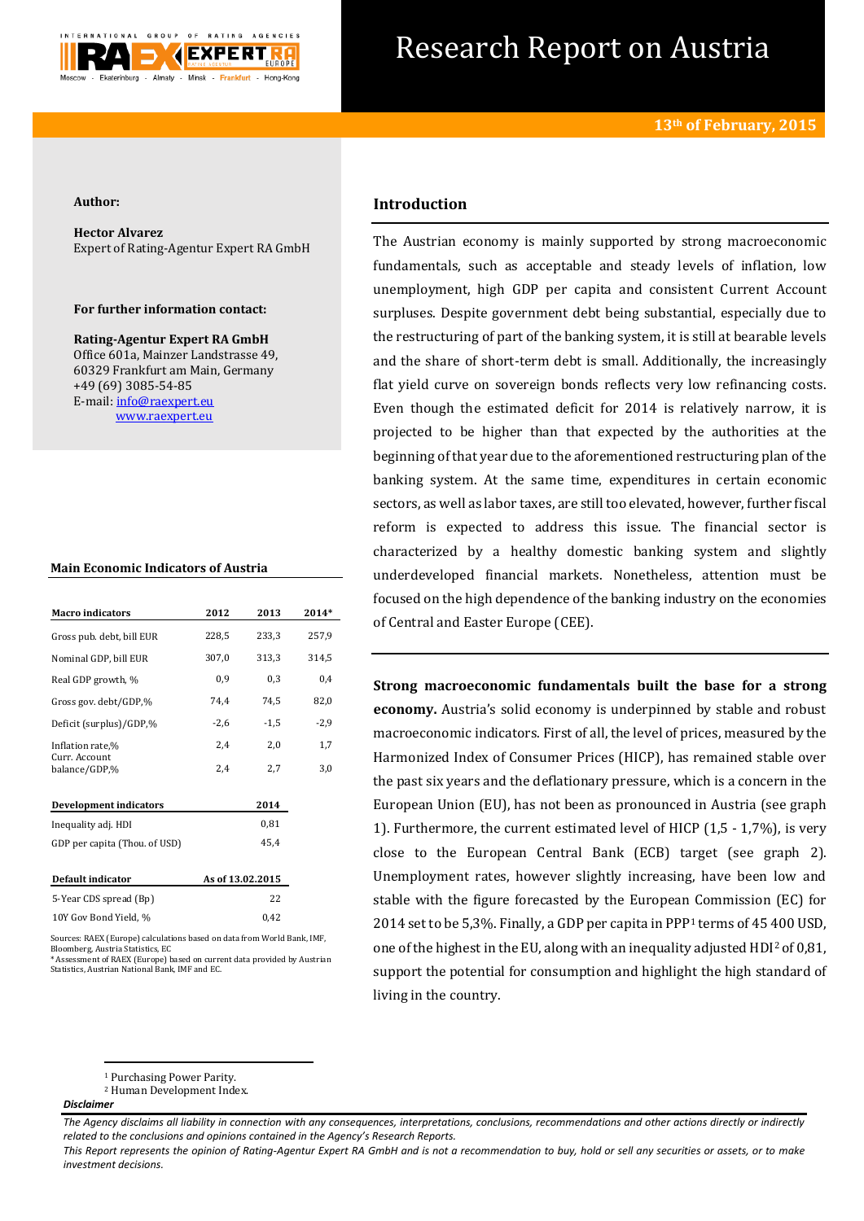# Research Report on Austria

**13th of February, 2015**

**Author:**

**Hector Alvarez**
Expert of Rating-Agentur Expert RA GmbH

**For further information contact:**

**Rating-Agentur Expert RA GmbH**
Office 601a, Mainzer Landstrasse 49,
60329 Frankfurt am Main, Germany
+49 (69) 3085-54-85
E-mail: info@raexpert.eu
www.raexpert.eu

**Main Economic Indicators of Austria**

| Macro indicators | 2012 | 2013 | 2014* |
|---|---|---|---|
| Gross pub. debt, bill EUR | 228,5 | 233,3 | 257,9 |
| Nominal GDP, bill EUR | 307,0 | 313,3 | 314,5 |
| Real GDP growth, % | 0,9 | 0,3 | 0,4 |
| Gross gov. debt/GDP,% | 74,4 | 74,5 | 82,0 |
| Deficit (surplus)/GDP,% | -2,6 | -1,5 | -2,9 |
| Inflation rate,% | 2,4 | 2,0 | 1,7 |
| Curr. Account balance/GDP,% | 2,4 | 2,7 | 3,0 |

| Development indicators | 2014 |
|---|---|
| Inequality adj. HDI | 0,81 |
| GDP per capita (Thou. of USD) | 45,4 |

| Default indicator | As of 13.02.2015 |
|---|---|
| 5-Year CDS spread (Bp) | 22 |
| 10Y Gov Bond Yield, % | 0,42 |

Sources: RAEX (Europe) calculations based on data from World Bank, IMF, Bloomberg, Austria Statistics, EC
*Assessment of RAEX (Europe) based on current data provided by Austrian Statistics, Austrian National Bank, IMF and EC.

## Introduction

The Austrian economy is mainly supported by strong macroeconomic fundamentals, such as acceptable and steady levels of inflation, low unemployment, high GDP per capita and consistent Current Account surpluses. Despite government debt being substantial, especially due to the restructuring of part of the banking system, it is still at bearable levels and the share of short-term debt is small. Additionally, the increasingly flat yield curve on sovereign bonds reflects very low refinancing costs. Even though the estimated deficit for 2014 is relatively narrow, it is projected to be higher than that expected by the authorities at the beginning of that year due to the aforementioned restructuring plan of the banking system. At the same time, expenditures in certain economic sectors, as well as labor taxes, are still too elevated, however, further fiscal reform is expected to address this issue. The financial sector is characterized by a healthy domestic banking system and slightly underdeveloped financial markets. Nonetheless, attention must be focused on the high dependence of the banking industry on the economies of Central and Easter Europe (CEE).

**Strong macroeconomic fundamentals built the base for a strong economy.** Austria's solid economy is underpinned by stable and robust macroeconomic indicators. First of all, the level of prices, measured by the Harmonized Index of Consumer Prices (HICP), has remained stable over the past six years and the deflationary pressure, which is a concern in the European Union (EU), has not been as pronounced in Austria (see graph 1). Furthermore, the current estimated level of HICP (1,5 - 1,7%), is very close to the European Central Bank (ECB) target (see graph 2). Unemployment rates, however slightly increasing, have been low and stable with the figure forecasted by the European Commission (EC) for 2014 set to be 5,3%. Finally, a GDP per capita in PPP[1] terms of 45 400 USD, one of the highest in the EU, along with an inequality adjusted HDI[2] of 0,81, support the potential for consumption and highlight the high standard of living in the country.

[1] Purchasing Power Parity.
[2] Human Development Index.

***Disclaimer***

*The Agency disclaims all liability in connection with any consequences, interpretations, conclusions, recommendations and other actions directly or indirectly related to the conclusions and opinions contained in the Agency's Research Reports.*
*This Report represents the opinion of Rating-Agentur Expert RA GmbH and is not a recommendation to buy, hold or sell any securities or assets, or to make investment decisions.*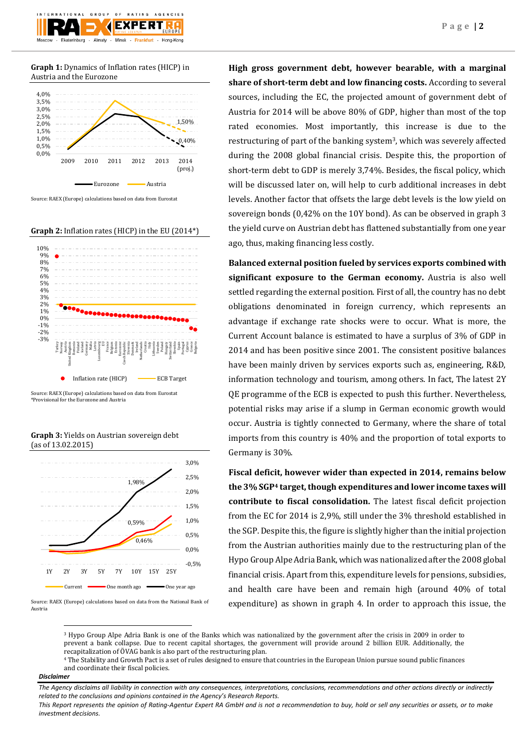**Graph 1:** Dynamics of Inflation rates (HICP) in Austria and the Eurozone

Source: RAEX (Europe) calculations based on data from Eurostat

**Graph 2:** Inflation rates (HICP) in the EU (2014*)

Source: RAEX (Europe) calculations based on data from Eurostat
*Provisional for the Eurozone and Austria

**Graph 3:** Yields on Austrian sovereign debt (as of 13.02.2015)

Source: RAEX (Europe) calculations based on data from the National Bank of Austria

**High gross government debt, however bearable, with a marginal share of short-term debt and low financing costs.** According to several sources, including the EC, the projected amount of government debt of Austria for 2014 will be above 80% of GDP, higher than most of the top rated economies. Most importantly, this increase is due to the restructuring of part of the banking system[3], which was severely affected during the 2008 global financial crisis. Despite this, the proportion of short-term debt to GDP is merely 3,74%. Besides, the fiscal policy, which will be discussed later on, will help to curb additional increases in debt levels. Another factor that offsets the large debt levels is the low yield on sovereign bonds (0,42% on the 10Y bond). As can be observed in graph 3 the yield curve on Austrian debt has flattened substantially from one year ago, thus, making financing less costly.

**Balanced external position fueled by services exports combined with significant exposure to the German economy.** Austria is also well settled regarding the external position. First of all, the country has no debt obligations denominated in foreign currency, which represents an advantage if exchange rate shocks were to occur. What is more, the Current Account balance is estimated to have a surplus of 3% of GDP in 2014 and has been positive since 2001. The consistent positive balances have been mainly driven by services exports such as, engineering, R&D, information technology and tourism, among others. In fact, The latest 2Y QE programme of the ECB is expected to push this further. Nevertheless, potential risks may arise if a slump in German economic growth would occur. Austria is tightly connected to Germany, where the share of total imports from this country is 40% and the proportion of total exports to Germany is 30%.

**Fiscal deficit, however wider than expected in 2014, remains below the 3% SGP[4] target, though expenditures and lower income taxes will contribute to fiscal consolidation.** The latest fiscal deficit projection from the EC for 2014 is 2,9%, still under the 3% threshold established in the SGP. Despite this, the figure is slightly higher than the initial projection from the Austrian authorities mainly due to the restructuring plan of the Hypo Group Alpe Adria Bank, which was nationalized after the 2008 global financial crisis. Apart from this, expenditure levels for pensions, subsidies, and health care have been and remain high (around 40% of total expenditure) as shown in graph 4. In order to approach this issue, the

[3] Hypo Group Alpe Adria Bank is one of the Banks which was nationalized by the government after the crisis in 2009 in order to prevent a bank collapse. Due to recent capital shortages, the government will provide around 2 billion EUR. Additionally, the recapitalization of ÖVAG bank is also part of the restructuring plan.

[4] The Stability and Growth Pact is a set of rules designed to ensure that countries in the European Union pursue sound public finances and coordinate their fiscal policies.

***Disclaimer***

*The Agency disclaims all liability in connection with any consequences, interpretations, conclusions, recommendations and other actions directly or indirectly related to the conclusions and opinions contained in the Agency's Research Reports.*

*This Report represents the opinion of Rating-Agentur Expert RA GmbH and is not a recommendation to buy, hold or sell any securities or assets, or to make investment decisions.*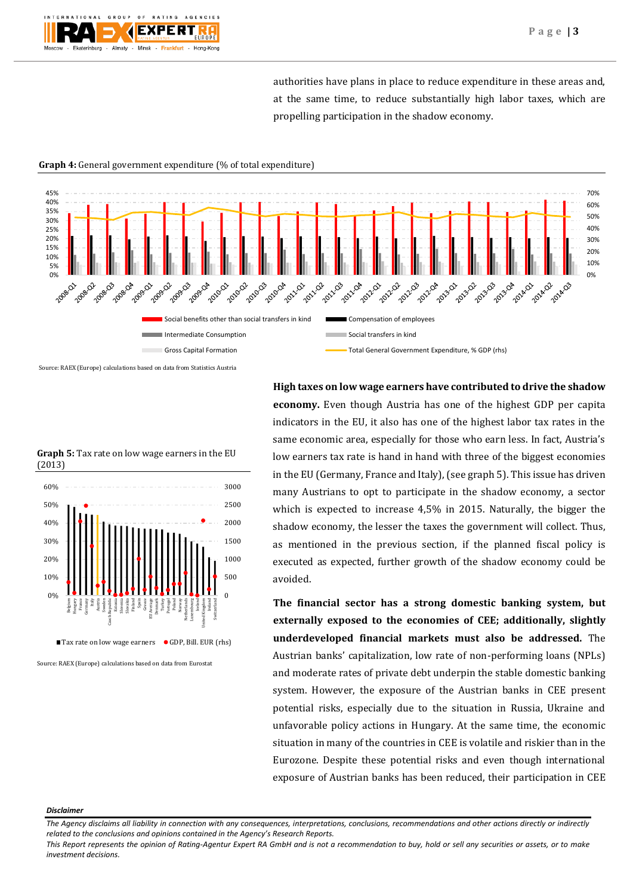authorities have plans in place to reduce expenditure in these areas and, at the same time, to reduce substantially high labor taxes, which are propelling participation in the shadow economy.

**Graph 4:** General government expenditure (% of total expenditure)

Source: RAEX (Europe) calculations based on data from Statistics Austria

**Graph 5:** Tax rate on low wage earners in the EU (2013)

Source: RAEX (Europe) calculations based on data from Eurostat

**High taxes on low wage earners have contributed to drive the shadow economy.** Even though Austria has one of the highest GDP per capita indicators in the EU, it also has one of the highest labor tax rates in the same economic area, especially for those who earn less. In fact, Austria's low earners tax rate is hand in hand with three of the biggest economies in the EU (Germany, France and Italy), (see graph 5). This issue has driven many Austrians to opt to participate in the shadow economy, a sector which is expected to increase 4,5% in 2015. Naturally, the bigger the shadow economy, the lesser the taxes the government will collect. Thus, as mentioned in the previous section, if the planned fiscal policy is executed as expected, further growth of the shadow economy could be avoided.

**The financial sector has a strong domestic banking system, but externally exposed to the economies of CEE; additionally, slightly underdeveloped financial markets must also be addressed.** The Austrian banks' capitalization, low rate of non-performing loans (NPLs) and moderate rates of private debt underpin the stable domestic banking system. However, the exposure of the Austrian banks in CEE present potential risks, especially due to the situation in Russia, Ukraine and unfavorable policy actions in Hungary. At the same time, the economic situation in many of the countries in CEE is volatile and riskier than in the Eurozone. Despite these potential risks and even though international exposure of Austrian banks has been reduced, their participation in CEE

***Disclaimer***

*The Agency disclaims all liability in connection with any consequences, interpretations, conclusions, recommendations and other actions directly or indirectly related to the conclusions and opinions contained in the Agency's Research Reports.*
*This Report represents the opinion of Rating-Agentur Expert RA GmbH and is not a recommendation to buy, hold or sell any securities or assets, or to make investment decisions.*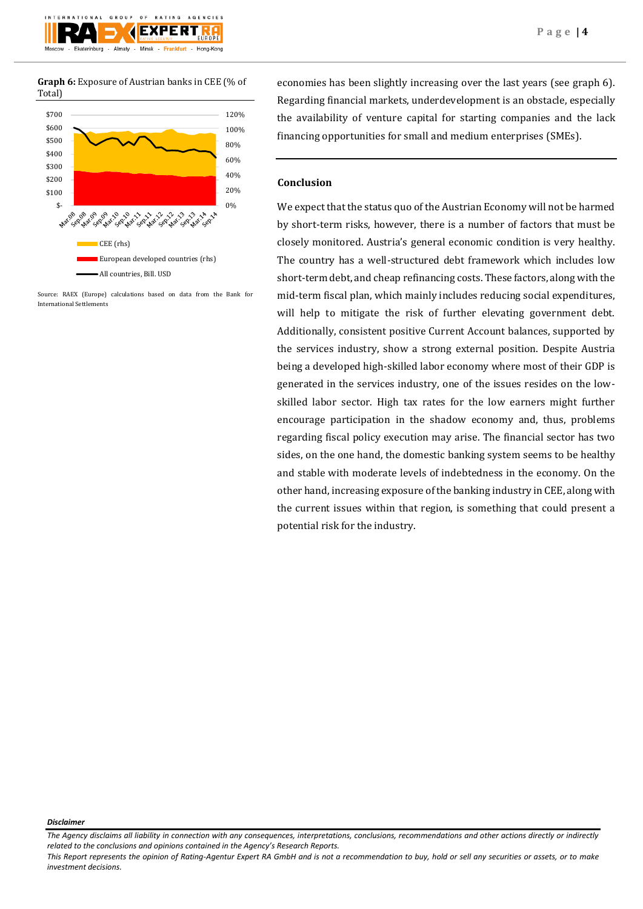**Graph 6:** Exposure of Austrian banks in CEE (% of Total)

$700
$600
$500
$400
$300
$200
$100
$-

120%
100%
80%
60%
40%
20%
0%

Mar.08 Sep.08 Mar.09 Sep.09 Mar.10 Sep.10 Mar.11 Sep.11 Mar.12 Sep.12 Mar.13 Sep.13 Mar.14 Sep.14

CEE (rhs)
European developed countries (rhs)
All countries, Bill. USD

Source: RAEX (Europe) calculations based on data from the Bank for International Settlements

economies has been slightly increasing over the last years (see graph 6). Regarding financial markets, underdevelopment is an obstacle, especially the availability of venture capital for starting companies and the lack financing opportunities for small and medium enterprises (SMEs).

## Conclusion

We expect that the status quo of the Austrian Economy will not be harmed by short-term risks, however, there is a number of factors that must be closely monitored. Austria's general economic condition is very healthy. The country has a well-structured debt framework which includes low short-term debt, and cheap refinancing costs. These factors, along with the mid-term fiscal plan, which mainly includes reducing social expenditures, will help to mitigate the risk of further elevating government debt. Additionally, consistent positive Current Account balances, supported by the services industry, show a strong external position. Despite Austria being a developed high-skilled labor economy where most of their GDP is generated in the services industry, one of the issues resides on the low-skilled labor sector. High tax rates for the low earners might further encourage participation in the shadow economy and, thus, problems regarding fiscal policy execution may arise. The financial sector has two sides, on the one hand, the domestic banking system seems to be healthy and stable with moderate levels of indebtedness in the economy. On the other hand, increasing exposure of the banking industry in CEE, along with the current issues within that region, is something that could present a potential risk for the industry.

***Disclaimer***

*The Agency disclaims all liability in connection with any consequences, interpretations, conclusions, recommendations and other actions directly or indirectly related to the conclusions and opinions contained in the Agency's Research Reports.*
*This Report represents the opinion of Rating-Agentur Expert RA GmbH and is not a recommendation to buy, hold or sell any securities or assets, or to make investment decisions.*